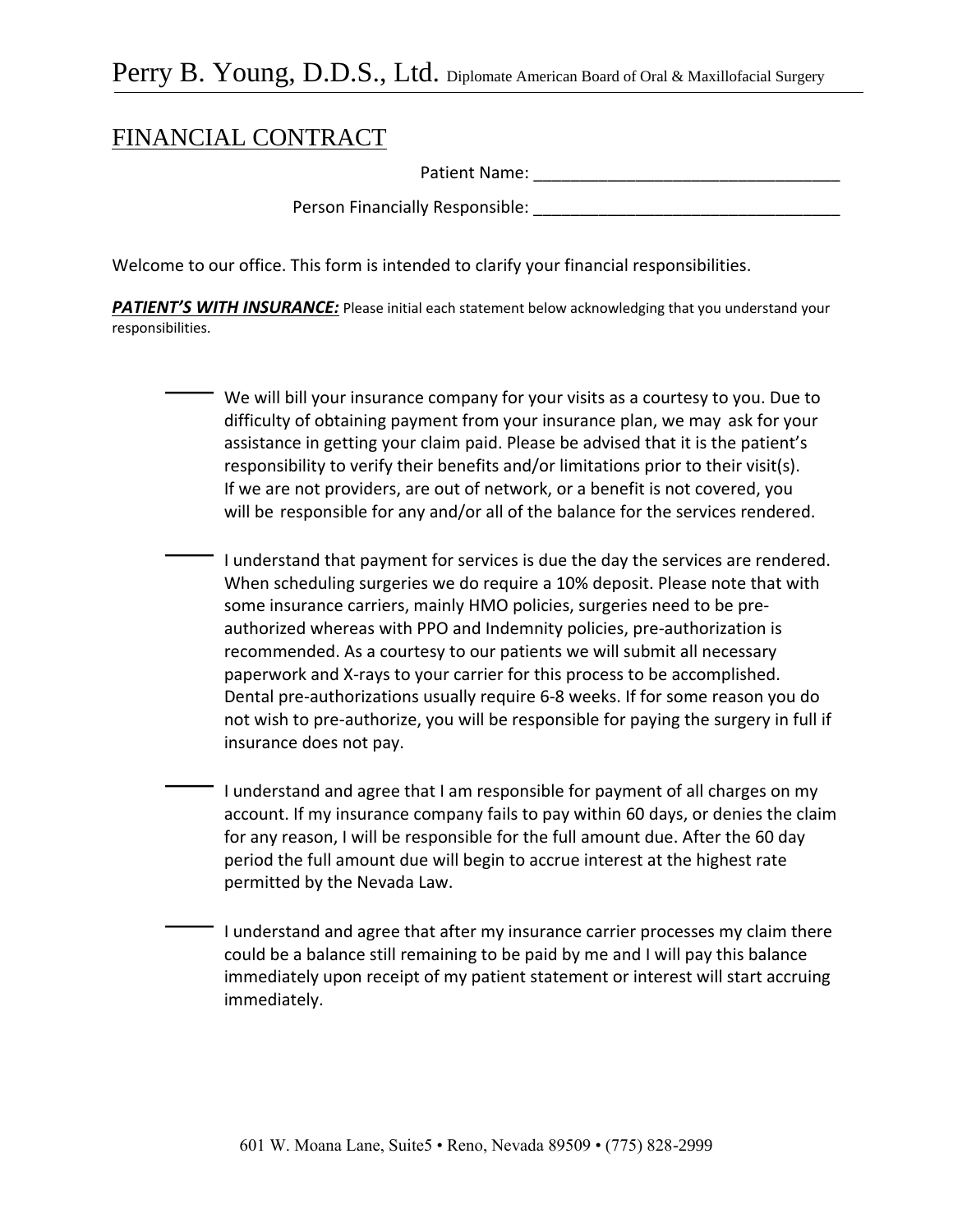Perry B. Young, D.D.S., Ltd. Diplomate American Board of Oral & Maxillofacial Surgery

# FINANCIAL CONTRACT

Patient Name: _________________________________

Person Financially Responsible: _________________________________

Welcome to our office. This form is intended to clarify your financial responsibilities.

***PATIENT'S WITH INSURANCE:*** Please initial each statement below acknowledging that you understand your responsibilities.

_____ We will bill your insurance company for your visits as a courtesy to you. Due to difficulty of obtaining payment from your insurance plan, we may ask for your assistance in getting your claim paid. Please be advised that it is the patient's responsibility to verify their benefits and/or limitations prior to their visit(s). If we are not providers, are out of network, or a benefit is not covered, you will be responsible for any and/or all of the balance for the services rendered.

_____ I understand that payment for services is due the day the services are rendered. When scheduling surgeries we do require a 10% deposit. Please note that with some insurance carriers, mainly HMO policies, surgeries need to be pre-authorized whereas with PPO and Indemnity policies, pre-authorization is recommended. As a courtesy to our patients we will submit all necessary paperwork and X-rays to your carrier for this process to be accomplished. Dental pre-authorizations usually require 6-8 weeks. If for some reason you do not wish to pre-authorize, you will be responsible for paying the surgery in full if insurance does not pay.

_____ I understand and agree that I am responsible for payment of all charges on my account. If my insurance company fails to pay within 60 days, or denies the claim for any reason, I will be responsible for the full amount due. After the 60 day period the full amount due will begin to accrue interest at the highest rate permitted by the Nevada Law.

_____ I understand and agree that after my insurance carrier processes my claim there could be a balance still remaining to be paid by me and I will pay this balance immediately upon receipt of my patient statement or interest will start accruing immediately.

601 W. Moana Lane, Suite5 • Reno, Nevada 89509 • (775) 828-2999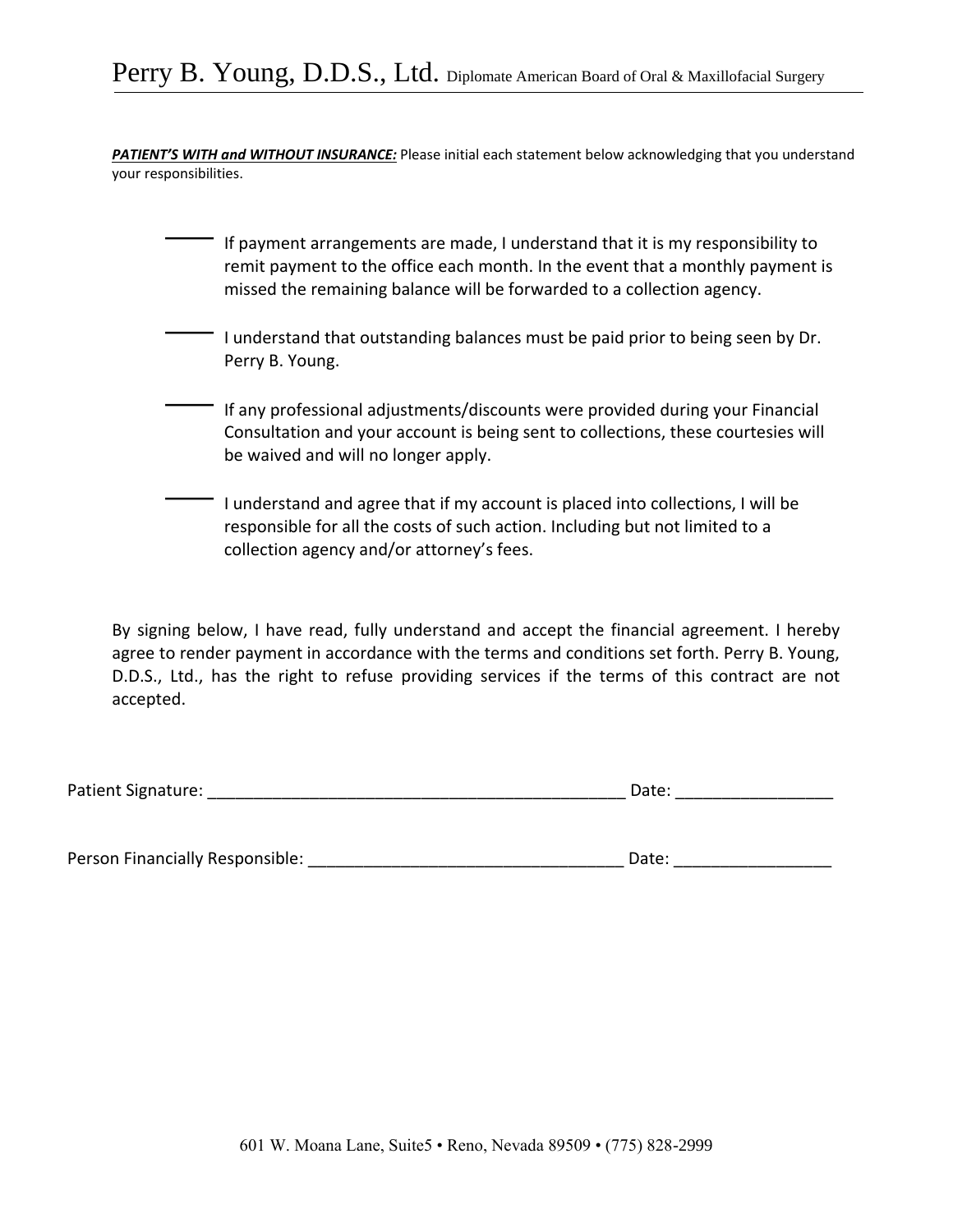Perry B. Young, D.D.S., Ltd. Diplomate American Board of Oral & Maxillofacial Surgery

***PATIENT'S WITH and WITHOUT INSURANCE:*** Please initial each statement below acknowledging that you understand your responsibilities.

_____ If payment arrangements are made, I understand that it is my responsibility to remit payment to the office each month. In the event that a monthly payment is missed the remaining balance will be forwarded to a collection agency.

_____ I understand that outstanding balances must be paid prior to being seen by Dr. Perry B. Young.

_____ If any professional adjustments/discounts were provided during your Financial Consultation and your account is being sent to collections, these courtesies will be waived and will no longer apply.

_____ I understand and agree that if my account is placed into collections, I will be responsible for all the costs of such action. Including but not limited to a collection agency and/or attorney's fees.

By signing below, I have read, fully understand and accept the financial agreement. I hereby agree to render payment in accordance with the terms and conditions set forth. Perry B. Young, D.D.S., Ltd., has the right to refuse providing services if the terms of this contract are not accepted.

Patient Signature: _______________________________________________ Date: _________________

Person Financially Responsible: __________________________________ Date: _________________

601 W. Moana Lane, Suite5 • Reno, Nevada 89509 • (775) 828-2999